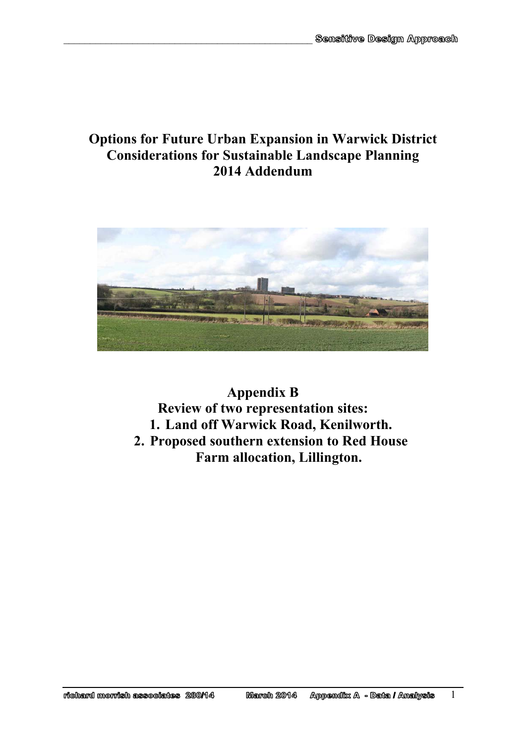# Options for Future Urban Expansion in Warwick District
## Considerations for Sustainable Landscape Planning
## 2014 Addendum

## Appendix B
### Review of two representation sites:

1. **Land off Warwick Road, Kenilworth.**
2. **Proposed southern extension to Red House Farm allocation, Lillington.**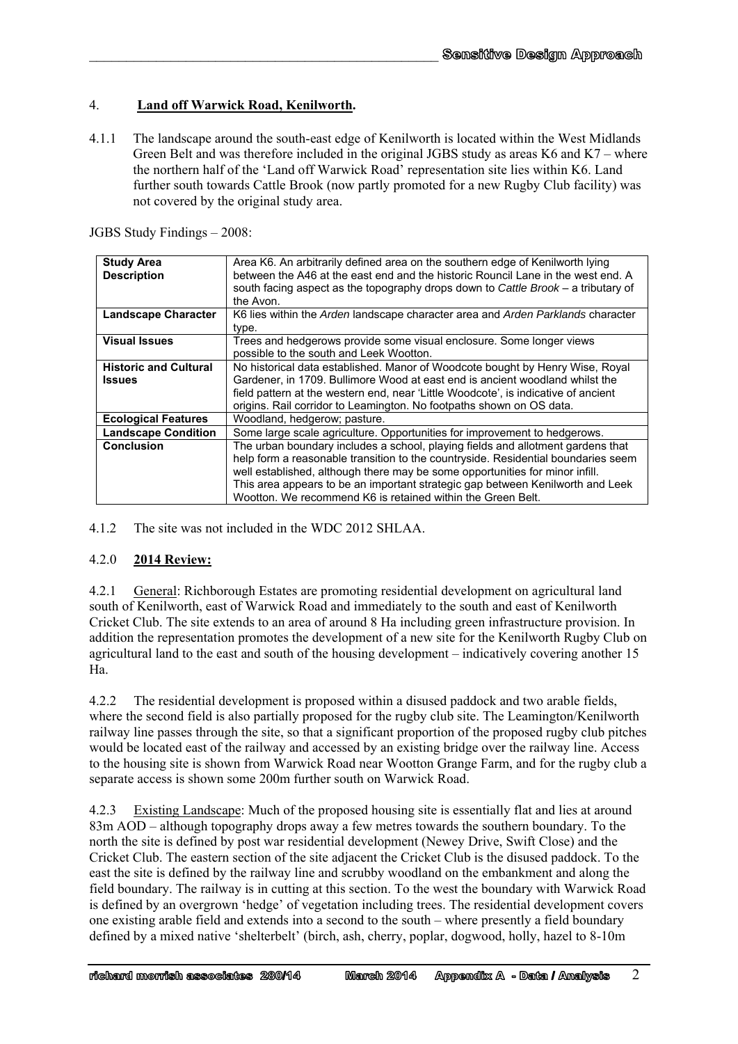## 4. Land off Warwick Road, Kenilworth.

4.1.1 The landscape around the south-east edge of Kenilworth is located within the West Midlands Green Belt and was therefore included in the original JGBS study as areas K6 and K7 – where the northern half of the 'Land off Warwick Road' representation site lies within K6. Land further south towards Cattle Brook (now partly promoted for a new Rugby Club facility) was not covered by the original study area.

JGBS Study Findings – 2008:

| | |
|---|---|
| **Study Area Description** | Area K6. An arbitrarily defined area on the southern edge of Kenilworth lying between the A46 at the east end and the historic Rouncil Lane in the west end. A south facing aspect as the topography drops down to *Cattle Brook* – a tributary of the Avon. |
| **Landscape Character** | K6 lies within the *Arden* landscape character area and *Arden Parklands* character type. |
| **Visual Issues** | Trees and hedgerows provide some visual enclosure. Some longer views possible to the south and Leek Wootton. |
| **Historic and Cultural Issues** | No historical data established. Manor of Woodcote bought by Henry Wise, Royal Gardener, in 1709. Bullimore Wood at east end is ancient woodland whilst the field pattern at the western end, near 'Little Woodcote', is indicative of ancient origins. Rail corridor to Leamington. No footpaths shown on OS data. |
| **Ecological Features** | Woodland, hedgerow; pasture. |
| **Landscape Condition** | Some large scale agriculture. Opportunities for improvement to hedgerows. |
| **Conclusion** | The urban boundary includes a school, playing fields and allotment gardens that help form a reasonable transition to the countryside. Residential boundaries seem well established, although there may be some opportunities for minor infill. This area appears to be an important strategic gap between Kenilworth and Leek Wootton. We recommend K6 is retained within the Green Belt. |

4.1.2 The site was not included in the WDC 2012 SHLAA.

### 4.2.0 2014 Review:

4.2.1 General: Richborough Estates are promoting residential development on agricultural land south of Kenilworth, east of Warwick Road and immediately to the south and east of Kenilworth Cricket Club. The site extends to an area of around 8 Ha including green infrastructure provision. In addition the representation promotes the development of a new site for the Kenilworth Rugby Club on agricultural land to the east and south of the housing development – indicatively covering another 15 Ha.

4.2.2 The residential development is proposed within a disused paddock and two arable fields, where the second field is also partially proposed for the rugby club site. The Leamington/Kenilworth railway line passes through the site, so that a significant proportion of the proposed rugby club pitches would be located east of the railway and accessed by an existing bridge over the railway line. Access to the housing site is shown from Warwick Road near Wootton Grange Farm, and for the rugby club a separate access is shown some 200m further south on Warwick Road.

4.2.3 Existing Landscape: Much of the proposed housing site is essentially flat and lies at around 83m AOD – although topography drops away a few metres towards the southern boundary. To the north the site is defined by post war residential development (Newey Drive, Swift Close) and the Cricket Club. The eastern section of the site adjacent the Cricket Club is the disused paddock. To the east the site is defined by the railway line and scrubby woodland on the embankment and along the field boundary. The railway is in cutting at this section. To the west the boundary with Warwick Road is defined by an overgrown 'hedge' of vegetation including trees. The residential development covers one existing arable field and extends into a second to the south – where presently a field boundary defined by a mixed native 'shelterbelt' (birch, ash, cherry, poplar, dogwood, holly, hazel to 8-10m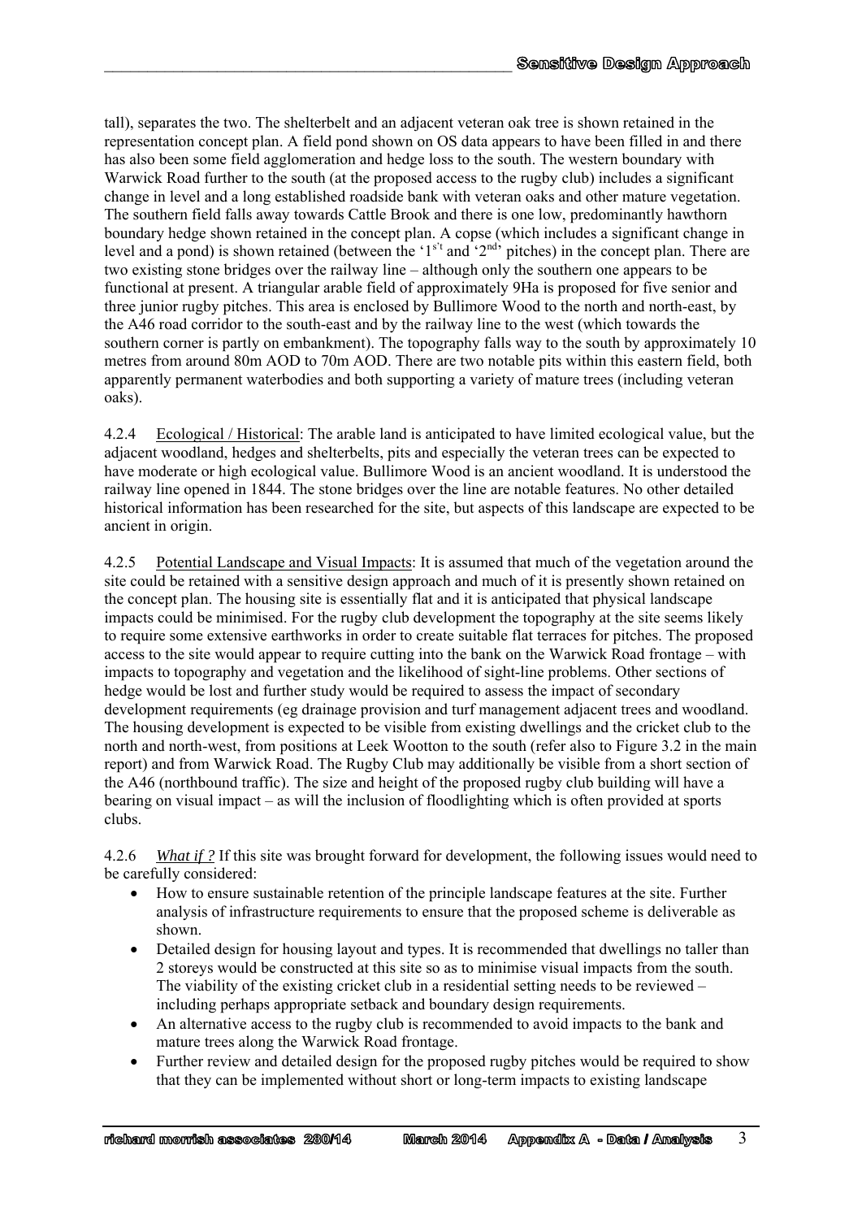tall), separates the two. The shelterbelt and an adjacent veteran oak tree is shown retained in the representation concept plan. A field pond shown on OS data appears to have been filled in and there has also been some field agglomeration and hedge loss to the south. The western boundary with Warwick Road further to the south (at the proposed access to the rugby club) includes a significant change in level and a long established roadside bank with veteran oaks and other mature vegetation. The southern field falls away towards Cattle Brook and there is one low, predominantly hawthorn boundary hedge shown retained in the concept plan. A copse (which includes a significant change in level and a pond) is shown retained (between the '1[s't]' and '2[nd]' pitches) in the concept plan. There are two existing stone bridges over the railway line – although only the southern one appears to be functional at present. A triangular arable field of approximately 9Ha is proposed for five senior and three junior rugby pitches. This area is enclosed by Bullimore Wood to the north and north-east, by the A46 road corridor to the south-east and by the railway line to the west (which towards the southern corner is partly on embankment). The topography falls way to the south by approximately 10 metres from around 80m AOD to 70m AOD. There are two notable pits within this eastern field, both apparently permanent waterbodies and both supporting a variety of mature trees (including veteran oaks).

4.2.4 Ecological / Historical: The arable land is anticipated to have limited ecological value, but the adjacent woodland, hedges and shelterbelts, pits and especially the veteran trees can be expected to have moderate or high ecological value. Bullimore Wood is an ancient woodland. It is understood the railway line opened in 1844. The stone bridges over the line are notable features. No other detailed historical information has been researched for the site, but aspects of this landscape are expected to be ancient in origin.

4.2.5 Potential Landscape and Visual Impacts: It is assumed that much of the vegetation around the site could be retained with a sensitive design approach and much of it is presently shown retained on the concept plan. The housing site is essentially flat and it is anticipated that physical landscape impacts could be minimised. For the rugby club development the topography at the site seems likely to require some extensive earthworks in order to create suitable flat terraces for pitches. The proposed access to the site would appear to require cutting into the bank on the Warwick Road frontage – with impacts to topography and vegetation and the likelihood of sight-line problems. Other sections of hedge would be lost and further study would be required to assess the impact of secondary development requirements (eg drainage provision and turf management adjacent trees and woodland. The housing development is expected to be visible from existing dwellings and the cricket club to the north and north-west, from positions at Leek Wootton to the south (refer also to Figure 3.2 in the main report) and from Warwick Road. The Rugby Club may additionally be visible from a short section of the A46 (northbound traffic). The size and height of the proposed rugby club building will have a bearing on visual impact – as will the inclusion of floodlighting which is often provided at sports clubs.

4.2.6 *What if ?* If this site was brought forward for development, the following issues would need to be carefully considered:

- How to ensure sustainable retention of the principle landscape features at the site. Further analysis of infrastructure requirements to ensure that the proposed scheme is deliverable as shown.
- Detailed design for housing layout and types. It is recommended that dwellings no taller than 2 storeys would be constructed at this site so as to minimise visual impacts from the south. The viability of the existing cricket club in a residential setting needs to be reviewed – including perhaps appropriate setback and boundary design requirements.
- An alternative access to the rugby club is recommended to avoid impacts to the bank and mature trees along the Warwick Road frontage.
- Further review and detailed design for the proposed rugby pitches would be required to show that they can be implemented without short or long-term impacts to existing landscape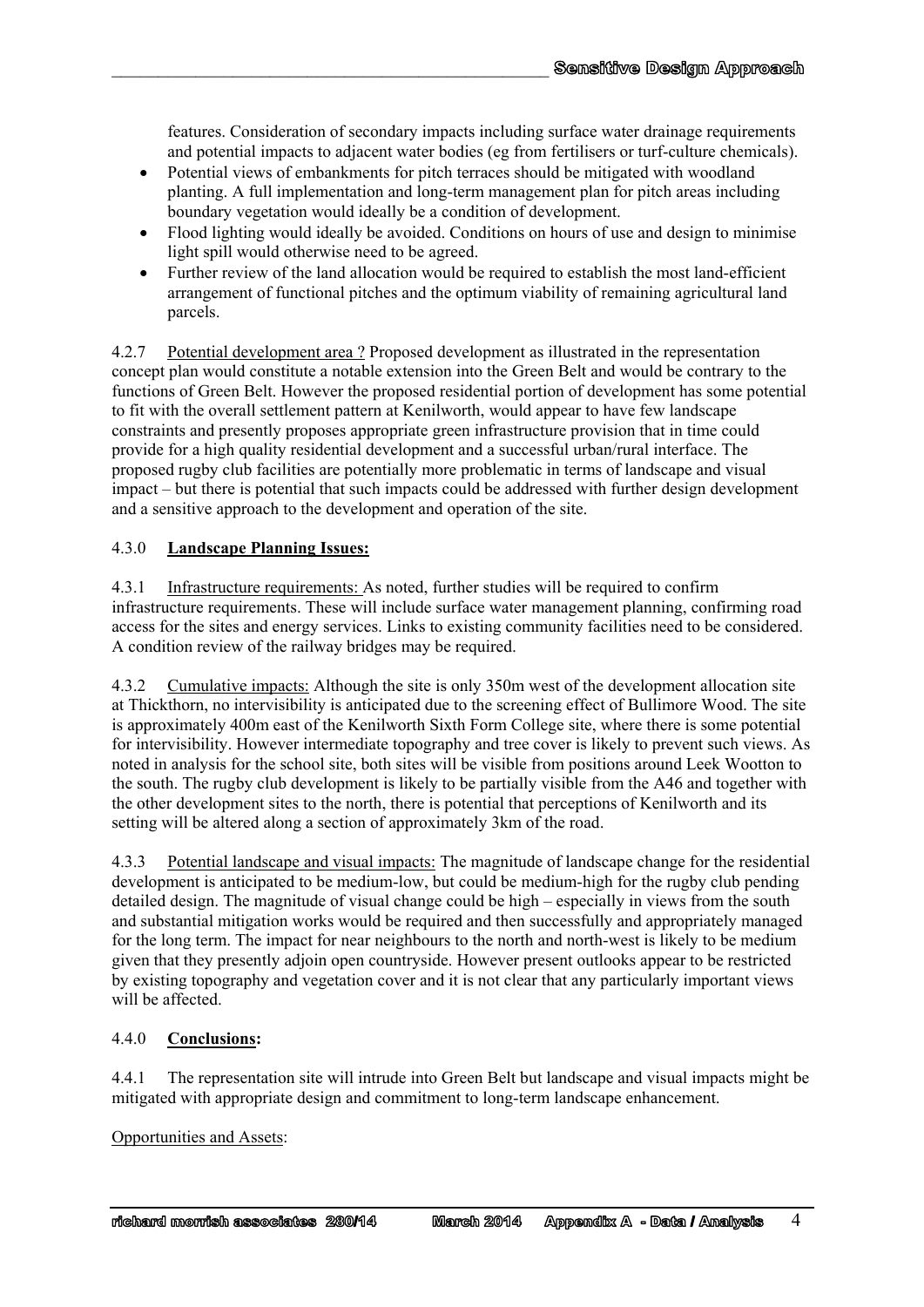features. Consideration of secondary impacts including surface water drainage requirements and potential impacts to adjacent water bodies (eg from fertilisers or turf-culture chemicals).

- Potential views of embankments for pitch terraces should be mitigated with woodland planting. A full implementation and long-term management plan for pitch areas including boundary vegetation would ideally be a condition of development.
- Flood lighting would ideally be avoided. Conditions on hours of use and design to minimise light spill would otherwise need to be agreed.
- Further review of the land allocation would be required to establish the most land-efficient arrangement of functional pitches and the optimum viability of remaining agricultural land parcels.

4.2.7 Potential development area ? Proposed development as illustrated in the representation concept plan would constitute a notable extension into the Green Belt and would be contrary to the functions of Green Belt. However the proposed residential portion of development has some potential to fit with the overall settlement pattern at Kenilworth, would appear to have few landscape constraints and presently proposes appropriate green infrastructure provision that in time could provide for a high quality residential development and a successful urban/rural interface. The proposed rugby club facilities are potentially more problematic in terms of landscape and visual impact – but there is potential that such impacts could be addressed with further design development and a sensitive approach to the development and operation of the site.

## 4.3.0 **Landscape Planning Issues:**

4.3.1 Infrastructure requirements: As noted, further studies will be required to confirm infrastructure requirements. These will include surface water management planning, confirming road access for the sites and energy services. Links to existing community facilities need to be considered. A condition review of the railway bridges may be required.

4.3.2 Cumulative impacts: Although the site is only 350m west of the development allocation site at Thickthorn, no intervisibility is anticipated due to the screening effect of Bullimore Wood. The site is approximately 400m east of the Kenilworth Sixth Form College site, where there is some potential for intervisibility. However intermediate topography and tree cover is likely to prevent such views. As noted in analysis for the school site, both sites will be visible from positions around Leek Wootton to the south. The rugby club development is likely to be partially visible from the A46 and together with the other development sites to the north, there is potential that perceptions of Kenilworth and its setting will be altered along a section of approximately 3km of the road.

4.3.3 Potential landscape and visual impacts: The magnitude of landscape change for the residential development is anticipated to be medium-low, but could be medium-high for the rugby club pending detailed design. The magnitude of visual change could be high – especially in views from the south and substantial mitigation works would be required and then successfully and appropriately managed for the long term. The impact for near neighbours to the north and north-west is likely to be medium given that they presently adjoin open countryside. However present outlooks appear to be restricted by existing topography and vegetation cover and it is not clear that any particularly important views will be affected.

## 4.4.0 **Conclusions:**

4.4.1 The representation site will intrude into Green Belt but landscape and visual impacts might be mitigated with appropriate design and commitment to long-term landscape enhancement.

Opportunities and Assets: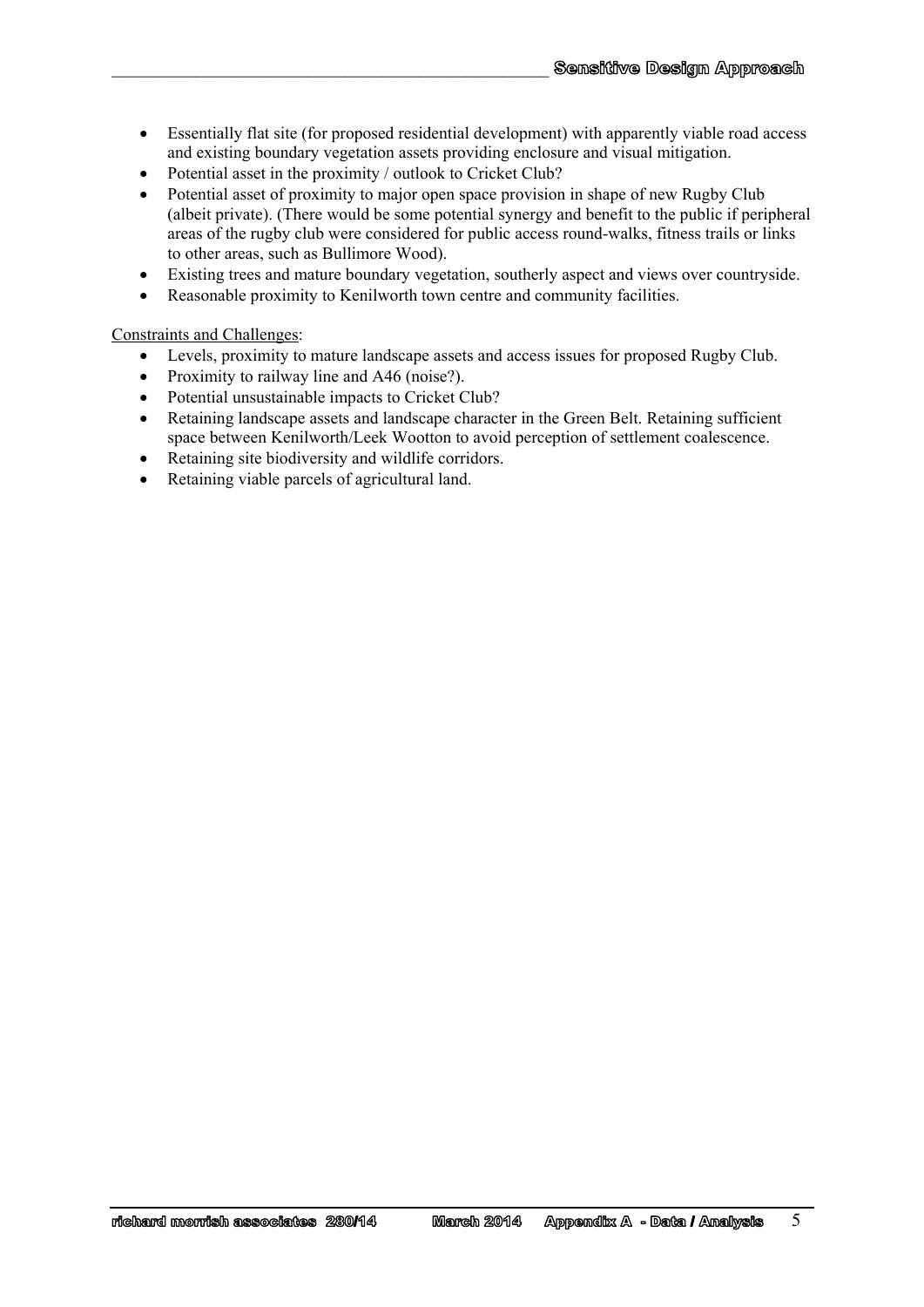- Essentially flat site (for proposed residential development) with apparently viable road access and existing boundary vegetation assets providing enclosure and visual mitigation.
- Potential asset in the proximity / outlook to Cricket Club?
- Potential asset of proximity to major open space provision in shape of new Rugby Club (albeit private). (There would be some potential synergy and benefit to the public if peripheral areas of the rugby club were considered for public access round-walks, fitness trails or links to other areas, such as Bullimore Wood).
- Existing trees and mature boundary vegetation, southerly aspect and views over countryside.
- Reasonable proximity to Kenilworth town centre and community facilities.

<u>Constraints and Challenges</u>:

- Levels, proximity to mature landscape assets and access issues for proposed Rugby Club.
- Proximity to railway line and A46 (noise?).
- Potential unsustainable impacts to Cricket Club?
- Retaining landscape assets and landscape character in the Green Belt. Retaining sufficient space between Kenilworth/Leek Wootton to avoid perception of settlement coalescence.
- Retaining site biodiversity and wildlife corridors.
- Retaining viable parcels of agricultural land.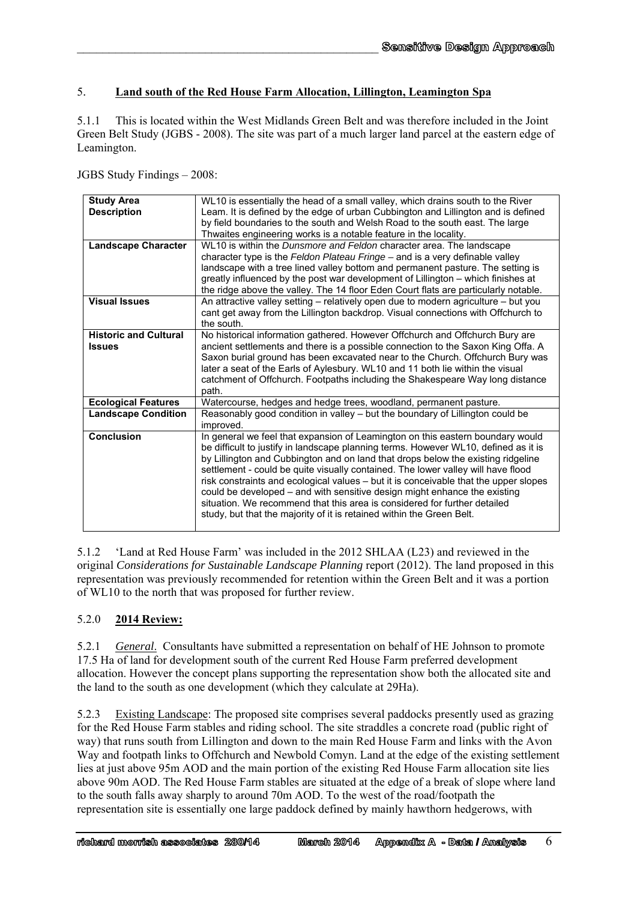## 5. **Land south of the Red House Farm Allocation, Lillington, Leamington Spa**

5.1.1 This is located within the West Midlands Green Belt and was therefore included in the Joint Green Belt Study (JGBS - 2008). The site was part of a much larger land parcel at the eastern edge of Leamington.

JGBS Study Findings – 2008:

| | |
|---|---|
| **Study Area Description** | WL10 is essentially the head of a small valley, which drains south to the River Leam. It is defined by the edge of urban Cubbington and Lillington and is defined by field boundaries to the south and Welsh Road to the south east. The large Thwaites engineering works is a notable feature in the locality. |
| **Landscape Character** | WL10 is within the *Dunsmore and Feldon* character area. The landscape character type is the *Feldon Plateau Fringe* – and is a very definable valley landscape with a tree lined valley bottom and permanent pasture. The setting is greatly influenced by the post war development of Lillington – which finishes at the ridge above the valley. The 14 floor Eden Court flats are particularly notable. |
| **Visual Issues** | An attractive valley setting – relatively open due to modern agriculture – but you cant get away from the Lillington backdrop. Visual connections with Offchurch to the south. |
| **Historic and Cultural Issues** | No historical information gathered. However Offchurch and Offchurch Bury are ancient settlements and there is a possible connection to the Saxon King Offa. A Saxon burial ground has been excavated near to the Church. Offchurch Bury was later a seat of the Earls of Aylesbury. WL10 and 11 both lie within the visual catchment of Offchurch. Footpaths including the Shakespeare Way long distance path. |
| **Ecological Features** | Watercourse, hedges and hedge trees, woodland, permanent pasture. |
| **Landscape Condition** | Reasonably good condition in valley – but the boundary of Lillington could be improved. |
| **Conclusion** | In general we feel that expansion of Leamington on this eastern boundary would be difficult to justify in landscape planning terms. However WL10, defined as it is by Lillington and Cubbington and on land that drops below the existing ridgeline settlement - could be quite visually contained. The lower valley will have flood risk constraints and ecological values – but it is conceivable that the upper slopes could be developed – and with sensitive design might enhance the existing situation. We recommend that this area is considered for further detailed study, but that the majority of it is retained within the Green Belt. |

5.1.2 'Land at Red House Farm' was included in the 2012 SHLAA (L23) and reviewed in the original *Considerations for Sustainable Landscape Planning* report (2012). The land proposed in this representation was previously recommended for retention within the Green Belt and it was a portion of WL10 to the north that was proposed for further review.

### 5.2.0 **2014 Review:**

5.2.1 *General*. Consultants have submitted a representation on behalf of HE Johnson to promote 17.5 Ha of land for development south of the current Red House Farm preferred development allocation. However the concept plans supporting the representation show both the allocated site and the land to the south as one development (which they calculate at 29Ha).

5.2.3 Existing Landscape: The proposed site comprises several paddocks presently used as grazing for the Red House Farm stables and riding school. The site straddles a concrete road (public right of way) that runs south from Lillington and down to the main Red House Farm and links with the Avon Way and footpath links to Offchurch and Newbold Comyn. Land at the edge of the existing settlement lies at just above 95m AOD and the main portion of the existing Red House Farm allocation site lies above 90m AOD. The Red House Farm stables are situated at the edge of a break of slope where land to the south falls away sharply to around 70m AOD. To the west of the road/footpath the representation site is essentially one large paddock defined by mainly hawthorn hedgerows, with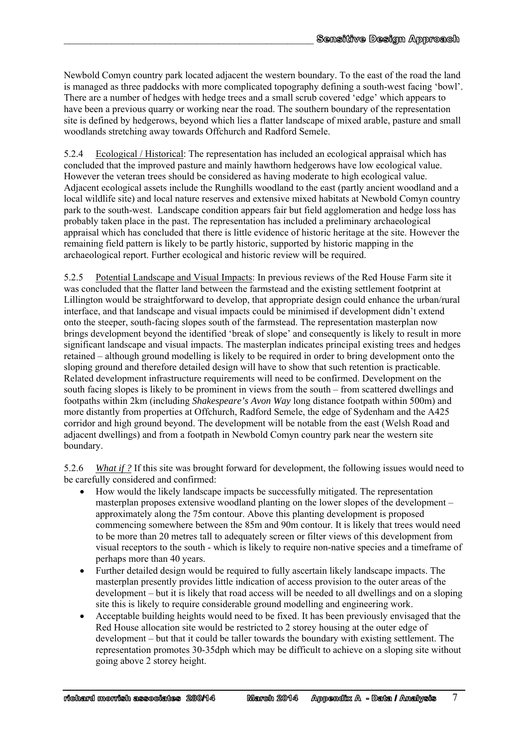Newbold Comyn country park located adjacent the western boundary. To the east of the road the land is managed as three paddocks with more complicated topography defining a south-west facing 'bowl'. There are a number of hedges with hedge trees and a small scrub covered 'edge' which appears to have been a previous quarry or working near the road. The southern boundary of the representation site is defined by hedgerows, beyond which lies a flatter landscape of mixed arable, pasture and small woodlands stretching away towards Offchurch and Radford Semele.

5.2.4 Ecological / Historical: The representation has included an ecological appraisal which has concluded that the improved pasture and mainly hawthorn hedgerows have low ecological value. However the veteran trees should be considered as having moderate to high ecological value. Adjacent ecological assets include the Runghills woodland to the east (partly ancient woodland and a local wildlife site) and local nature reserves and extensive mixed habitats at Newbold Comyn country park to the south-west. Landscape condition appears fair but field agglomeration and hedge loss has probably taken place in the past. The representation has included a preliminary archaeological appraisal which has concluded that there is little evidence of historic heritage at the site. However the remaining field pattern is likely to be partly historic, supported by historic mapping in the archaeological report. Further ecological and historic review will be required.

5.2.5 Potential Landscape and Visual Impacts: In previous reviews of the Red House Farm site it was concluded that the flatter land between the farmstead and the existing settlement footprint at Lillington would be straightforward to develop, that appropriate design could enhance the urban/rural interface, and that landscape and visual impacts could be minimised if development didn't extend onto the steeper, south-facing slopes south of the farmstead. The representation masterplan now brings development beyond the identified 'break of slope' and consequently is likely to result in more significant landscape and visual impacts. The masterplan indicates principal existing trees and hedges retained – although ground modelling is likely to be required in order to bring development onto the sloping ground and therefore detailed design will have to show that such retention is practicable. Related development infrastructure requirements will need to be confirmed. Development on the south facing slopes is likely to be prominent in views from the south – from scattered dwellings and footpaths within 2km (including *Shakespeare's Avon Way* long distance footpath within 500m) and more distantly from properties at Offchurch, Radford Semele, the edge of Sydenham and the A425 corridor and high ground beyond. The development will be notable from the east (Welsh Road and adjacent dwellings) and from a footpath in Newbold Comyn country park near the western site boundary.

5.2.6 *What if ?* If this site was brought forward for development, the following issues would need to be carefully considered and confirmed:

- How would the likely landscape impacts be successfully mitigated. The representation masterplan proposes extensive woodland planting on the lower slopes of the development – approximately along the 75m contour. Above this planting development is proposed commencing somewhere between the 85m and 90m contour. It is likely that trees would need to be more than 20 metres tall to adequately screen or filter views of this development from visual receptors to the south - which is likely to require non-native species and a timeframe of perhaps more than 40 years.
- Further detailed design would be required to fully ascertain likely landscape impacts. The masterplan presently provides little indication of access provision to the outer areas of the development – but it is likely that road access will be needed to all dwellings and on a sloping site this is likely to require considerable ground modelling and engineering work.
- Acceptable building heights would need to be fixed. It has been previously envisaged that the Red House allocation site would be restricted to 2 storey housing at the outer edge of development – but that it could be taller towards the boundary with existing settlement. The representation promotes 30-35dph which may be difficult to achieve on a sloping site without going above 2 storey height.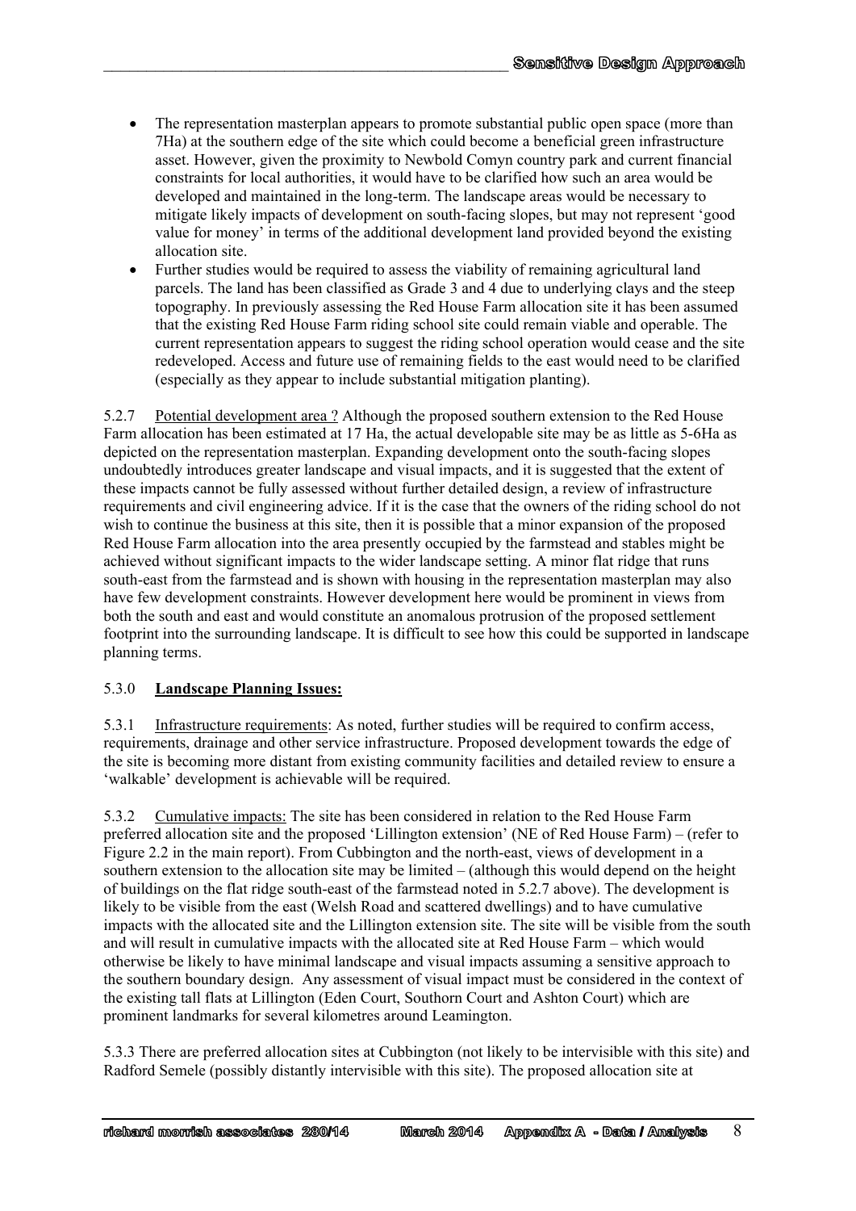- The representation masterplan appears to promote substantial public open space (more than 7Ha) at the southern edge of the site which could become a beneficial green infrastructure asset. However, given the proximity to Newbold Comyn country park and current financial constraints for local authorities, it would have to be clarified how such an area would be developed and maintained in the long-term. The landscape areas would be necessary to mitigate likely impacts of development on south-facing slopes, but may not represent 'good value for money' in terms of the additional development land provided beyond the existing allocation site.
- Further studies would be required to assess the viability of remaining agricultural land parcels. The land has been classified as Grade 3 and 4 due to underlying clays and the steep topography. In previously assessing the Red House Farm allocation site it has been assumed that the existing Red House Farm riding school site could remain viable and operable. The current representation appears to suggest the riding school operation would cease and the site redeveloped. Access and future use of remaining fields to the east would need to be clarified (especially as they appear to include substantial mitigation planting).

5.2.7 Potential development area ? Although the proposed southern extension to the Red House Farm allocation has been estimated at 17 Ha, the actual developable site may be as little as 5-6Ha as depicted on the representation masterplan. Expanding development onto the south-facing slopes undoubtedly introduces greater landscape and visual impacts, and it is suggested that the extent of these impacts cannot be fully assessed without further detailed design, a review of infrastructure requirements and civil engineering advice. If it is the case that the owners of the riding school do not wish to continue the business at this site, then it is possible that a minor expansion of the proposed Red House Farm allocation into the area presently occupied by the farmstead and stables might be achieved without significant impacts to the wider landscape setting. A minor flat ridge that runs south-east from the farmstead and is shown with housing in the representation masterplan may also have few development constraints. However development here would be prominent in views from both the south and east and would constitute an anomalous protrusion of the proposed settlement footprint into the surrounding landscape. It is difficult to see how this could be supported in landscape planning terms.

5.3.0 **Landscape Planning Issues:**

5.3.1 Infrastructure requirements: As noted, further studies will be required to confirm access, requirements, drainage and other service infrastructure. Proposed development towards the edge of the site is becoming more distant from existing community facilities and detailed review to ensure a 'walkable' development is achievable will be required.

5.3.2 Cumulative impacts: The site has been considered in relation to the Red House Farm preferred allocation site and the proposed 'Lillington extension' (NE of Red House Farm) – (refer to Figure 2.2 in the main report). From Cubbington and the north-east, views of development in a southern extension to the allocation site may be limited – (although this would depend on the height of buildings on the flat ridge south-east of the farmstead noted in 5.2.7 above). The development is likely to be visible from the east (Welsh Road and scattered dwellings) and to have cumulative impacts with the allocated site and the Lillington extension site. The site will be visible from the south and will result in cumulative impacts with the allocated site at Red House Farm – which would otherwise be likely to have minimal landscape and visual impacts assuming a sensitive approach to the southern boundary design. Any assessment of visual impact must be considered in the context of the existing tall flats at Lillington (Eden Court, Southorn Court and Ashton Court) which are prominent landmarks for several kilometres around Leamington.

5.3.3 There are preferred allocation sites at Cubbington (not likely to be intervisible with this site) and Radford Semele (possibly distantly intervisible with this site). The proposed allocation site at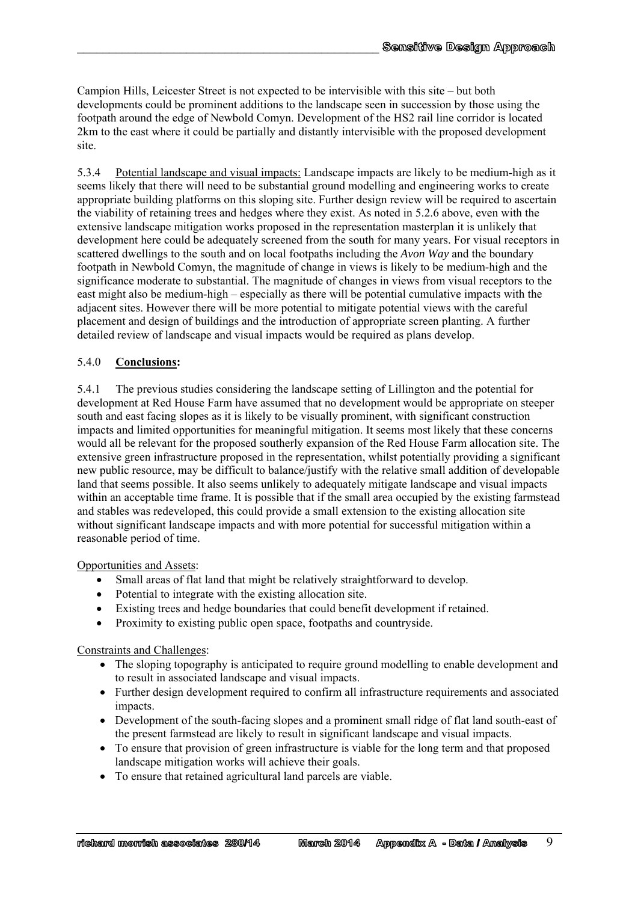Campion Hills, Leicester Street is not expected to be intervisible with this site – but both developments could be prominent additions to the landscape seen in succession by those using the footpath around the edge of Newbold Comyn. Development of the HS2 rail line corridor is located 2km to the east where it could be partially and distantly intervisible with the proposed development site.

5.3.4 Potential landscape and visual impacts: Landscape impacts are likely to be medium-high as it seems likely that there will need to be substantial ground modelling and engineering works to create appropriate building platforms on this sloping site. Further design review will be required to ascertain the viability of retaining trees and hedges where they exist. As noted in 5.2.6 above, even with the extensive landscape mitigation works proposed in the representation masterplan it is unlikely that development here could be adequately screened from the south for many years. For visual receptors in scattered dwellings to the south and on local footpaths including the *Avon Way* and the boundary footpath in Newbold Comyn, the magnitude of change in views is likely to be medium-high and the significance moderate to substantial. The magnitude of changes in views from visual receptors to the east might also be medium-high – especially as there will be potential cumulative impacts with the adjacent sites. However there will be more potential to mitigate potential views with the careful placement and design of buildings and the introduction of appropriate screen planting. A further detailed review of landscape and visual impacts would be required as plans develop.

5.4.0 **Conclusions:**

5.4.1 The previous studies considering the landscape setting of Lillington and the potential for development at Red House Farm have assumed that no development would be appropriate on steeper south and east facing slopes as it is likely to be visually prominent, with significant construction impacts and limited opportunities for meaningful mitigation. It seems most likely that these concerns would all be relevant for the proposed southerly expansion of the Red House Farm allocation site. The extensive green infrastructure proposed in the representation, whilst potentially providing a significant new public resource, may be difficult to balance/justify with the relative small addition of developable land that seems possible. It also seems unlikely to adequately mitigate landscape and visual impacts within an acceptable time frame. It is possible that if the small area occupied by the existing farmstead and stables was redeveloped, this could provide a small extension to the existing allocation site without significant landscape impacts and with more potential for successful mitigation within a reasonable period of time.

Opportunities and Assets:

- Small areas of flat land that might be relatively straightforward to develop.
- Potential to integrate with the existing allocation site.
- Existing trees and hedge boundaries that could benefit development if retained.
- Proximity to existing public open space, footpaths and countryside.

Constraints and Challenges:

- The sloping topography is anticipated to require ground modelling to enable development and to result in associated landscape and visual impacts.
- Further design development required to confirm all infrastructure requirements and associated impacts.
- Development of the south-facing slopes and a prominent small ridge of flat land south-east of the present farmstead are likely to result in significant landscape and visual impacts.
- To ensure that provision of green infrastructure is viable for the long term and that proposed landscape mitigation works will achieve their goals.
- To ensure that retained agricultural land parcels are viable.